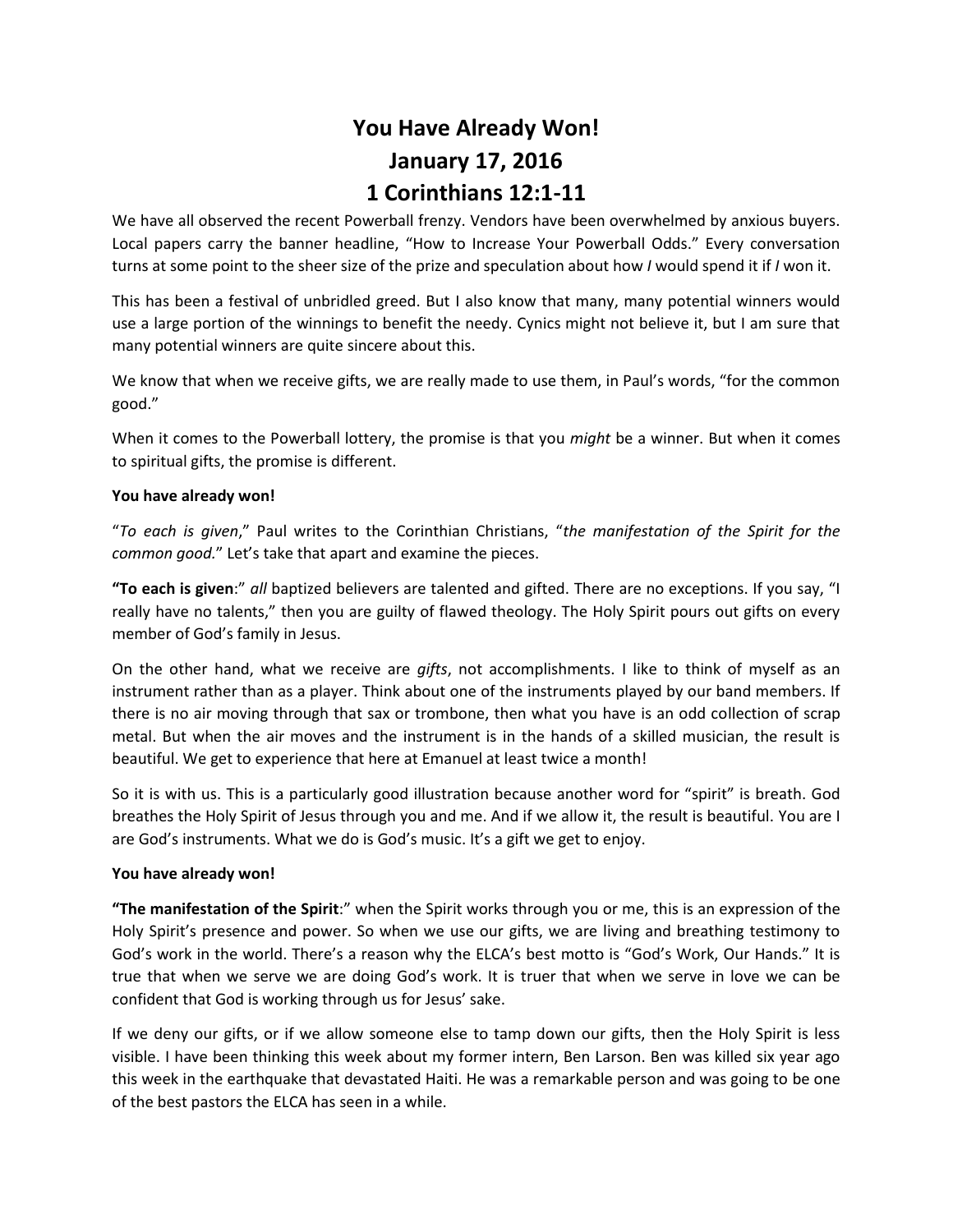# You Have Already Won!
# January 17, 2016
# 1 Corinthians 12:1-11

We have all observed the recent Powerball frenzy. Vendors have been overwhelmed by anxious buyers. Local papers carry the banner headline, "How to Increase Your Powerball Odds." Every conversation turns at some point to the sheer size of the prize and speculation about how *I* would spend it if *I* won it.

This has been a festival of unbridled greed. But I also know that many, many potential winners would use a large portion of the winnings to benefit the needy. Cynics might not believe it, but I am sure that many potential winners are quite sincere about this.

We know that when we receive gifts, we are really made to use them, in Paul's words, "for the common good."

When it comes to the Powerball lottery, the promise is that you *might* be a winner. But when it comes to spiritual gifts, the promise is different.

**You have already won!**

"*To each is given*," Paul writes to the Corinthian Christians, "*the manifestation of the Spirit for the common good.*" Let's take that apart and examine the pieces.

**"To each is given**:" *all* baptized believers are talented and gifted. There are no exceptions. If you say, "I really have no talents," then you are guilty of flawed theology. The Holy Spirit pours out gifts on every member of God's family in Jesus.

On the other hand, what we receive are *gifts*, not accomplishments. I like to think of myself as an instrument rather than as a player. Think about one of the instruments played by our band members. If there is no air moving through that sax or trombone, then what you have is an odd collection of scrap metal. But when the air moves and the instrument is in the hands of a skilled musician, the result is beautiful. We get to experience that here at Emanuel at least twice a month!

So it is with us. This is a particularly good illustration because another word for "spirit" is breath. God breathes the Holy Spirit of Jesus through you and me. And if we allow it, the result is beautiful. You are I are God's instruments. What we do is God's music. It's a gift we get to enjoy.

**You have already won!**

**"The manifestation of the Spirit**:" when the Spirit works through you or me, this is an expression of the Holy Spirit's presence and power. So when we use our gifts, we are living and breathing testimony to God's work in the world. There's a reason why the ELCA's best motto is "God's Work, Our Hands." It is true that when we serve we are doing God's work. It is truer that when we serve in love we can be confident that God is working through us for Jesus' sake.

If we deny our gifts, or if we allow someone else to tamp down our gifts, then the Holy Spirit is less visible. I have been thinking this week about my former intern, Ben Larson. Ben was killed six year ago this week in the earthquake that devastated Haiti. He was a remarkable person and was going to be one of the best pastors the ELCA has seen in a while.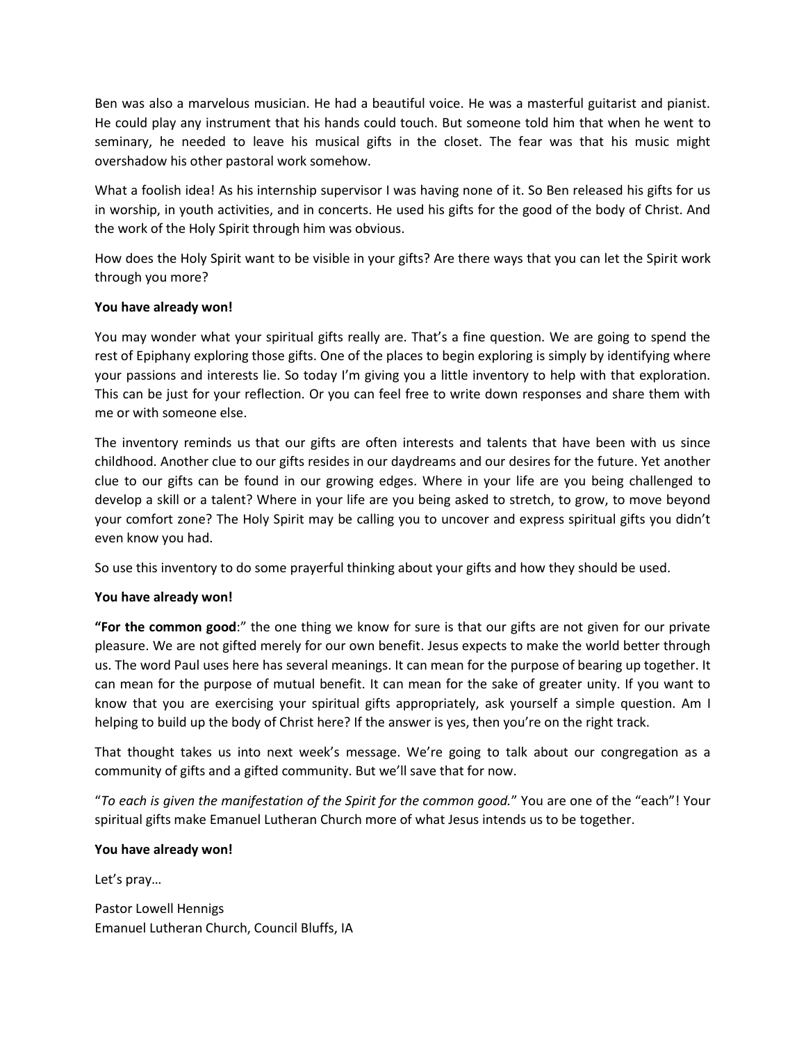Ben was also a marvelous musician. He had a beautiful voice. He was a masterful guitarist and pianist. He could play any instrument that his hands could touch. But someone told him that when he went to seminary, he needed to leave his musical gifts in the closet. The fear was that his music might overshadow his other pastoral work somehow.

What a foolish idea! As his internship supervisor I was having none of it. So Ben released his gifts for us in worship, in youth activities, and in concerts. He used his gifts for the good of the body of Christ. And the work of the Holy Spirit through him was obvious.

How does the Holy Spirit want to be visible in your gifts? Are there ways that you can let the Spirit work through you more?

**You have already won!**

You may wonder what your spiritual gifts really are. That's a fine question. We are going to spend the rest of Epiphany exploring those gifts. One of the places to begin exploring is simply by identifying where your passions and interests lie. So today I'm giving you a little inventory to help with that exploration. This can be just for your reflection. Or you can feel free to write down responses and share them with me or with someone else.

The inventory reminds us that our gifts are often interests and talents that have been with us since childhood. Another clue to our gifts resides in our daydreams and our desires for the future. Yet another clue to our gifts can be found in our growing edges. Where in your life are you being challenged to develop a skill or a talent? Where in your life are you being asked to stretch, to grow, to move beyond your comfort zone? The Holy Spirit may be calling you to uncover and express spiritual gifts you didn't even know you had.

So use this inventory to do some prayerful thinking about your gifts and how they should be used.

**You have already won!**

**"For the common good**:" the one thing we know for sure is that our gifts are not given for our private pleasure. We are not gifted merely for our own benefit. Jesus expects to make the world better through us. The word Paul uses here has several meanings. It can mean for the purpose of bearing up together. It can mean for the purpose of mutual benefit. It can mean for the sake of greater unity. If you want to know that you are exercising your spiritual gifts appropriately, ask yourself a simple question. Am I helping to build up the body of Christ here? If the answer is yes, then you're on the right track.

That thought takes us into next week's message. We're going to talk about our congregation as a community of gifts and a gifted community. But we'll save that for now.

"*To each is given the manifestation of the Spirit for the common good.*" You are one of the "each"! Your spiritual gifts make Emanuel Lutheran Church more of what Jesus intends us to be together.

**You have already won!**

Let's pray…

Pastor Lowell Hennigs
Emanuel Lutheran Church, Council Bluffs, IA